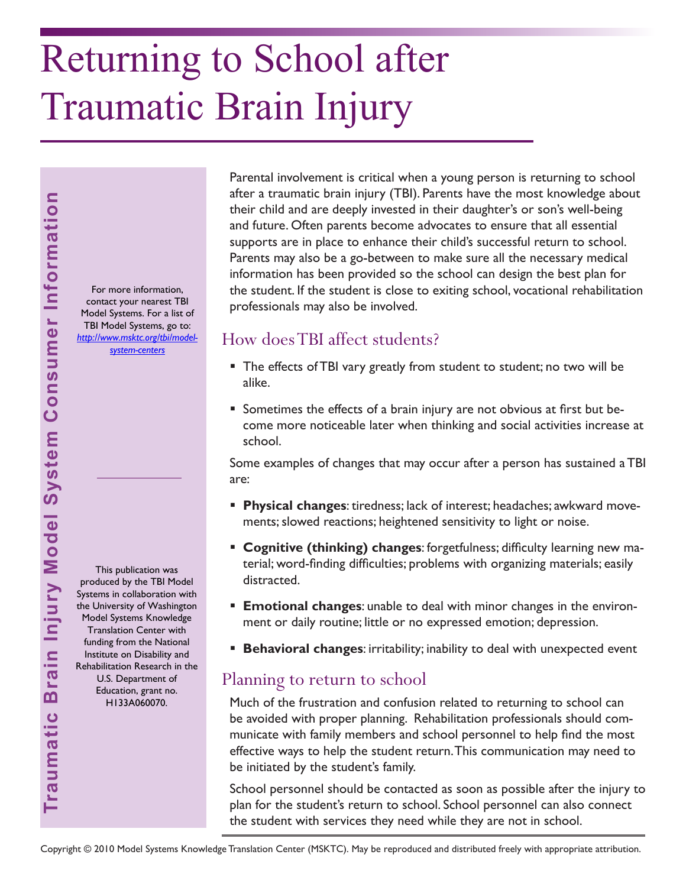# Returning to School after Traumatic Brain Injury

**Traumatic Brain Injury Model System Consumer Information**

For more information, contact your nearest TBI Model Systems. For a list of TBI Model Systems, go to: *http://www.msktc.org/tbi/model-system-centers*

This publication was produced by the TBI Model Systems in collaboration with the University of Washington Model Systems Knowledge Translation Center with funding from the National Institute on Disability and Rehabilitation Research in the U.S. Department of Education, grant no. H133A060070.

Parental involvement is critical when a young person is returning to school after a traumatic brain injury (TBI). Parents have the most knowledge about their child and are deeply invested in their daughter's or son's well-being and future. Often parents become advocates to ensure that all essential supports are in place to enhance their child's successful return to school. Parents may also be a go-between to make sure all the necessary medical information has been provided so the school can design the best plan for the student. If the student is close to exiting school, vocational rehabilitation professionals may also be involved.

## How does TBI affect students?

- The effects of TBI vary greatly from student to student; no two will be alike.
- Sometimes the effects of a brain injury are not obvious at first but become more noticeable later when thinking and social activities increase at school.

Some examples of changes that may occur after a person has sustained a TBI are:

- **Physical changes**: tiredness; lack of interest; headaches; awkward movements; slowed reactions; heightened sensitivity to light or noise.
- **Cognitive (thinking) changes**: forgetfulness; difficulty learning new material; word-finding difficulties; problems with organizing materials; easily distracted.
- **Emotional changes**: unable to deal with minor changes in the environment or daily routine; little or no expressed emotion; depression.
- **Behavioral changes**: irritability; inability to deal with unexpected event

## Planning to return to school

Much of the frustration and confusion related to returning to school can be avoided with proper planning. Rehabilitation professionals should communicate with family members and school personnel to help find the most effective ways to help the student return. This communication may need to be initiated by the student's family.

School personnel should be contacted as soon as possible after the injury to plan for the student's return to school. School personnel can also connect the student with services they need while they are not in school.

Copyright © 2010 Model Systems Knowledge Translation Center (MSKTC). May be reproduced and distributed freely with appropriate attribution.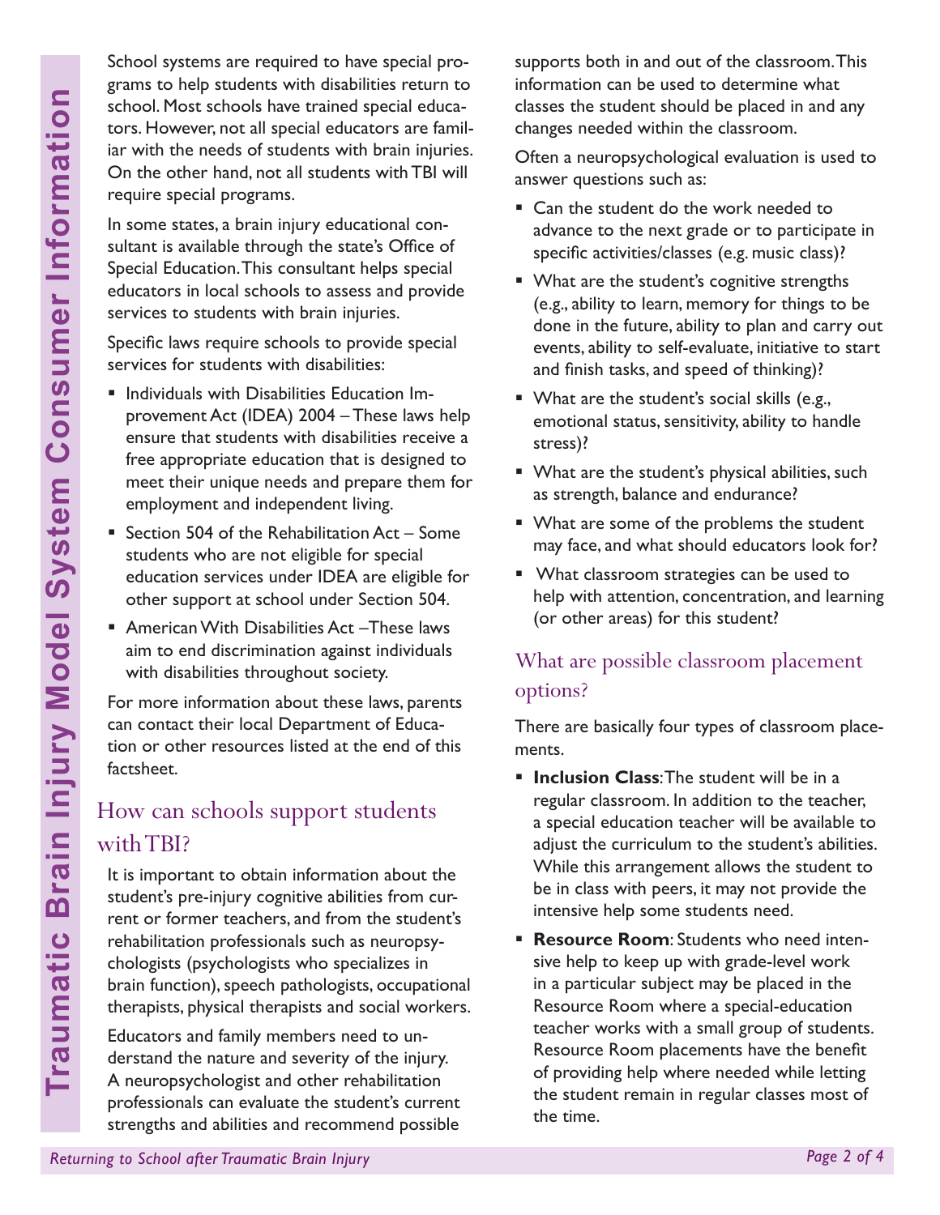School systems are required to have special programs to help students with disabilities return to school. Most schools have trained special educators. However, not all special educators are familiar with the needs of students with brain injuries. On the other hand, not all students with TBI will require special programs.

In some states, a brain injury educational consultant is available through the state's Office of Special Education. This consultant helps special educators in local schools to assess and provide services to students with brain injuries.

Specific laws require schools to provide special services for students with disabilities:

- Individuals with Disabilities Education Improvement Act (IDEA) 2004 – These laws help ensure that students with disabilities receive a free appropriate education that is designed to meet their unique needs and prepare them for employment and independent living.
- Section 504 of the Rehabilitation Act – Some students who are not eligible for special education services under IDEA are eligible for other support at school under Section 504.
- American With Disabilities Act –These laws aim to end discrimination against individuals with disabilities throughout society.

For more information about these laws, parents can contact their local Department of Education or other resources listed at the end of this factsheet.

## How can schools support students with TBI?

It is important to obtain information about the student's pre-injury cognitive abilities from current or former teachers, and from the student's rehabilitation professionals such as neuropsychologists (psychologists who specializes in brain function), speech pathologists, occupational therapists, physical therapists and social workers.

Educators and family members need to understand the nature and severity of the injury. A neuropsychologist and other rehabilitation professionals can evaluate the student's current strengths and abilities and recommend possible supports both in and out of the classroom. This information can be used to determine what classes the student should be placed in and any changes needed within the classroom.

Often a neuropsychological evaluation is used to answer questions such as:

- Can the student do the work needed to advance to the next grade or to participate in specific activities/classes (e.g. music class)?
- What are the student's cognitive strengths (e.g., ability to learn, memory for things to be done in the future, ability to plan and carry out events, ability to self-evaluate, initiative to start and finish tasks, and speed of thinking)?
- What are the student's social skills (e.g., emotional status, sensitivity, ability to handle stress)?
- What are the student's physical abilities, such as strength, balance and endurance?
- What are some of the problems the student may face, and what should educators look for?
- What classroom strategies can be used to help with attention, concentration, and learning (or other areas) for this student?

## What are possible classroom placement options?

There are basically four types of classroom placements.

- **Inclusion Class**: The student will be in a regular classroom. In addition to the teacher, a special education teacher will be available to adjust the curriculum to the student's abilities. While this arrangement allows the student to be in class with peers, it may not provide the intensive help some students need.
- **Resource Room**: Students who need intensive help to keep up with grade-level work in a particular subject may be placed in the Resource Room where a special-education teacher works with a small group of students. Resource Room placements have the benefit of providing help where needed while letting the student remain in regular classes most of the time.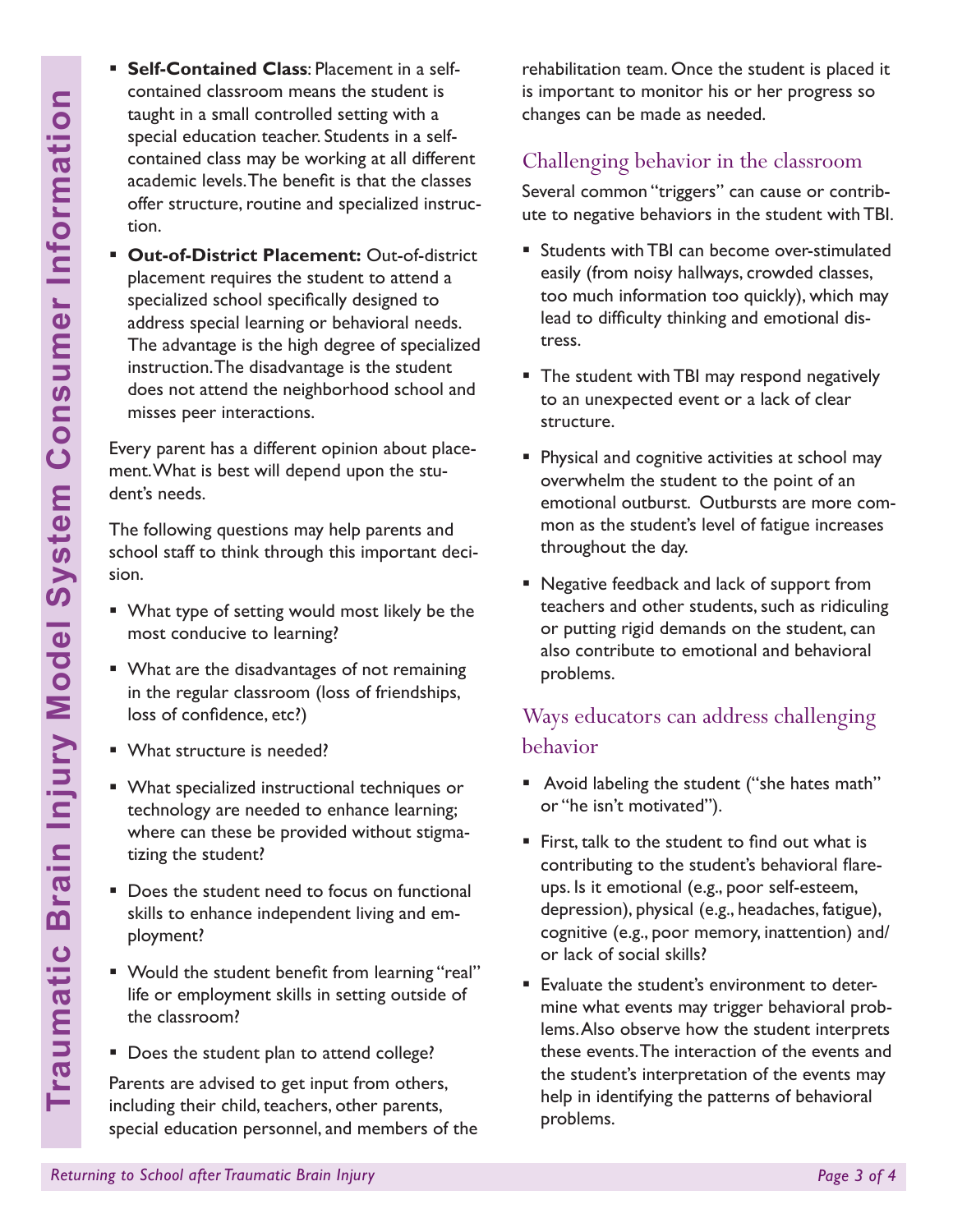- **Self-Contained Class**: Placement in a self-contained classroom means the student is taught in a small controlled setting with a special education teacher. Students in a self-contained class may be working at all different academic levels. The benefit is that the classes offer structure, routine and specialized instruction.
- **Out-of-District Placement:** Out-of-district placement requires the student to attend a specialized school specifically designed to address special learning or behavioral needs. The advantage is the high degree of specialized instruction. The disadvantage is the student does not attend the neighborhood school and misses peer interactions.

Every parent has a different opinion about placement. What is best will depend upon the student's needs.

The following questions may help parents and school staff to think through this important decision.

- What type of setting would most likely be the most conducive to learning?
- What are the disadvantages of not remaining in the regular classroom (loss of friendships, loss of confidence, etc?)
- What structure is needed?
- What specialized instructional techniques or technology are needed to enhance learning; where can these be provided without stigmatizing the student?
- Does the student need to focus on functional skills to enhance independent living and employment?
- Would the student benefit from learning "real" life or employment skills in setting outside of the classroom?
- Does the student plan to attend college?

Parents are advised to get input from others, including their child, teachers, other parents, special education personnel, and members of the rehabilitation team. Once the student is placed it is important to monitor his or her progress so changes can be made as needed.

## Challenging behavior in the classroom

Several common "triggers" can cause or contribute to negative behaviors in the student with TBI.

- Students with TBI can become over-stimulated easily (from noisy hallways, crowded classes, too much information too quickly), which may lead to difficulty thinking and emotional distress.
- The student with TBI may respond negatively to an unexpected event or a lack of clear structure.
- Physical and cognitive activities at school may overwhelm the student to the point of an emotional outburst. Outbursts are more common as the student's level of fatigue increases throughout the day.
- Negative feedback and lack of support from teachers and other students, such as ridiculing or putting rigid demands on the student, can also contribute to emotional and behavioral problems.

## Ways educators can address challenging behavior

- Avoid labeling the student ("she hates math" or "he isn't motivated").
- First, talk to the student to find out what is contributing to the student's behavioral flare-ups. Is it emotional (e.g., poor self-esteem, depression), physical (e.g., headaches, fatigue), cognitive (e.g., poor memory, inattention) and/or lack of social skills?
- Evaluate the student's environment to determine what events may trigger behavioral problems. Also observe how the student interprets these events. The interaction of the events and the student's interpretation of the events may help in identifying the patterns of behavioral problems.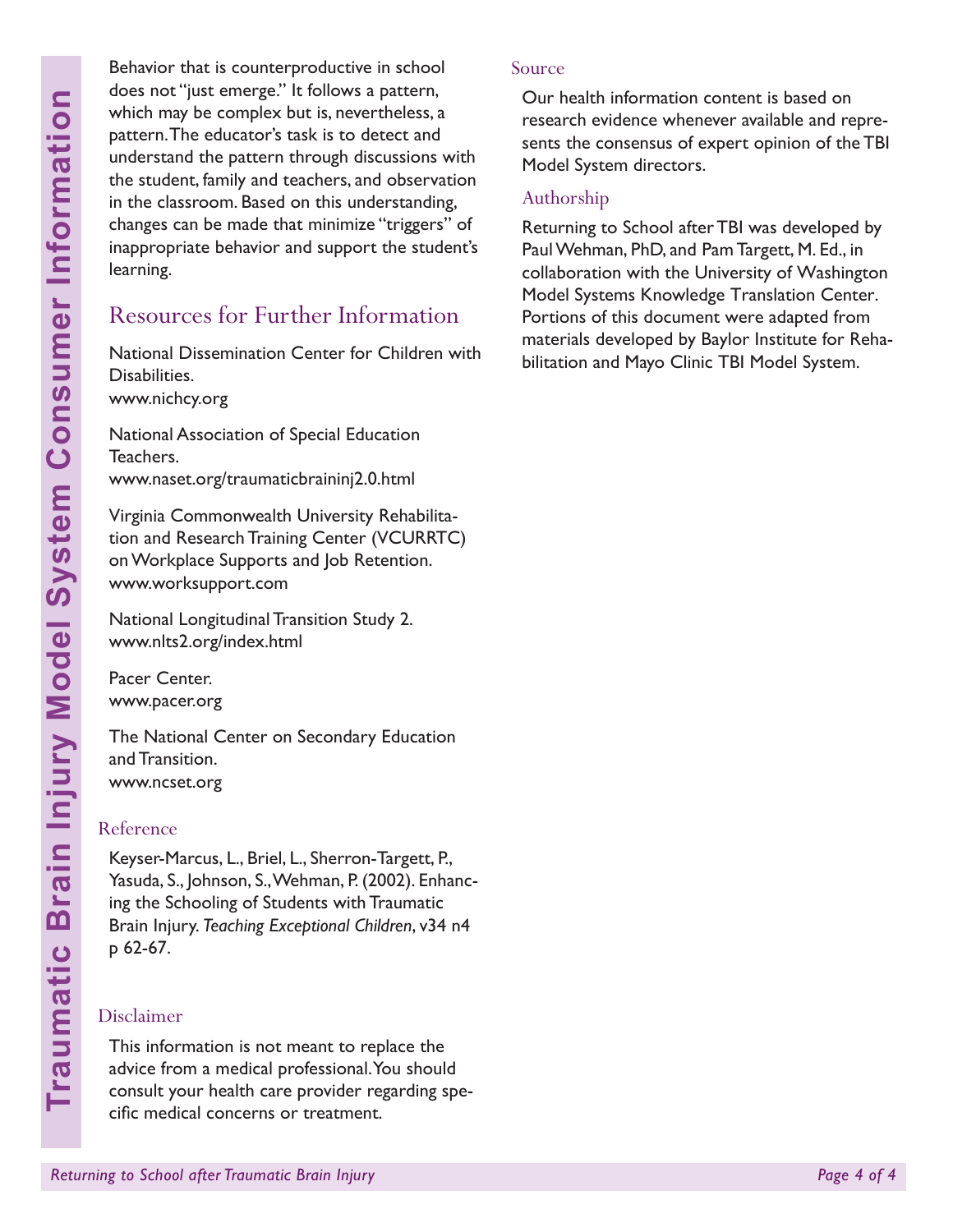Behavior that is counterproductive in school does not "just emerge." It follows a pattern, which may be complex but is, nevertheless, a pattern. The educator's task is to detect and understand the pattern through discussions with the student, family and teachers, and observation in the classroom. Based on this understanding, changes can be made that minimize "triggers" of inappropriate behavior and support the student's learning.

## Resources for Further Information

National Dissemination Center for Children with Disabilities.
www.nichcy.org

National Association of Special Education Teachers.
www.naset.org/traumaticbraininj2.0.html

Virginia Commonwealth University Rehabilitation and Research Training Center (VCURRTC) on Workplace Supports and Job Retention.
www.worksupport.com

National Longitudinal Transition Study 2.
www.nlts2.org/index.html

Pacer Center.
www.pacer.org

The National Center on Secondary Education and Transition.
www.ncset.org

### Reference

Keyser-Marcus, L., Briel, L., Sherron-Targett, P., Yasuda, S., Johnson, S., Wehman, P. (2002). Enhancing the Schooling of Students with Traumatic Brain Injury. *Teaching Exceptional Children*, v34 n4 p 62-67.

### Disclaimer

This information is not meant to replace the advice from a medical professional. You should consult your health care provider regarding specific medical concerns or treatment.

### Source

Our health information content is based on research evidence whenever available and represents the consensus of expert opinion of the TBI Model System directors.

### Authorship

Returning to School after TBI was developed by Paul Wehman, PhD, and Pam Targett, M. Ed., in collaboration with the University of Washington Model Systems Knowledge Translation Center. Portions of this document were adapted from materials developed by Baylor Institute for Rehabilitation and Mayo Clinic TBI Model System.